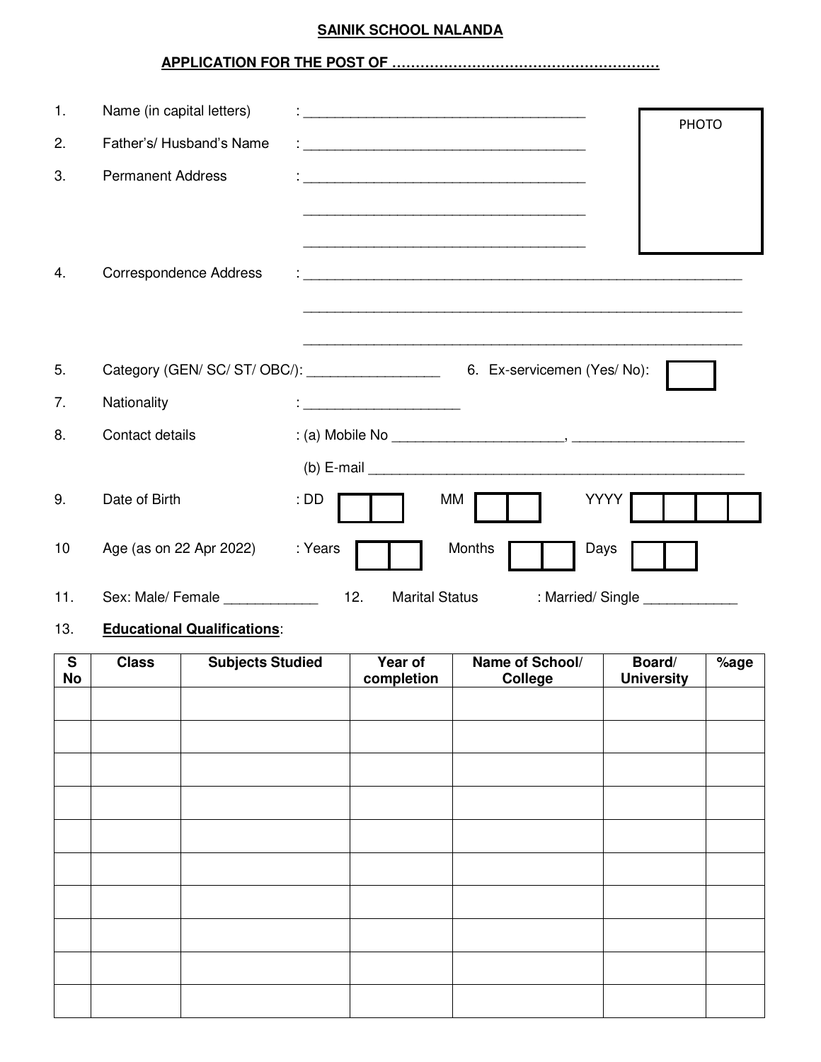**SAINIK SCHOOL NALANDA**

**APPLICATION FOR THE POST OF …………………………………………………**

1. Name (in capital letters) : ______________________________________

PHOTO

2. Father's/ Husband's Name : ______________________________________

3. Permanent Address : ______________________________________

______________________________________

______________________________________

4. Correspondence Address : ____________________________________________________________

____________________________________________________________

____________________________________________________________

5. Category (GEN/ SC/ ST/ OBC/): _________________ 6. Ex-servicemen (Yes/ No): [ ]

7. Nationality : ____________________

8. Contact details : (a) Mobile No ______________________, ______________________

(b) E-mail ____________________________________________________

9. Date of Birth : DD [ ][ ] MM [ ][ ] YYYY [ ][ ][ ][ ]

10 Age (as on 22 Apr 2022) : Years [ ][ ] Months [ ][ ] Days [ ][ ]

11. Sex: Male/ Female ____________ 12. Marital Status : Married/ Single ____________

13. **Educational Qualifications**:

| S No | Class | Subjects Studied | Year of completion | Name of School/ College | Board/ University | %age |
|---|---|---|---|---|---|---|
| | | | | | | |
| | | | | | | |
| | | | | | | |
| | | | | | | |
| | | | | | | |
| | | | | | | |
| | | | | | | |
| | | | | | | |
| | | | | | | |
| | | | | | | |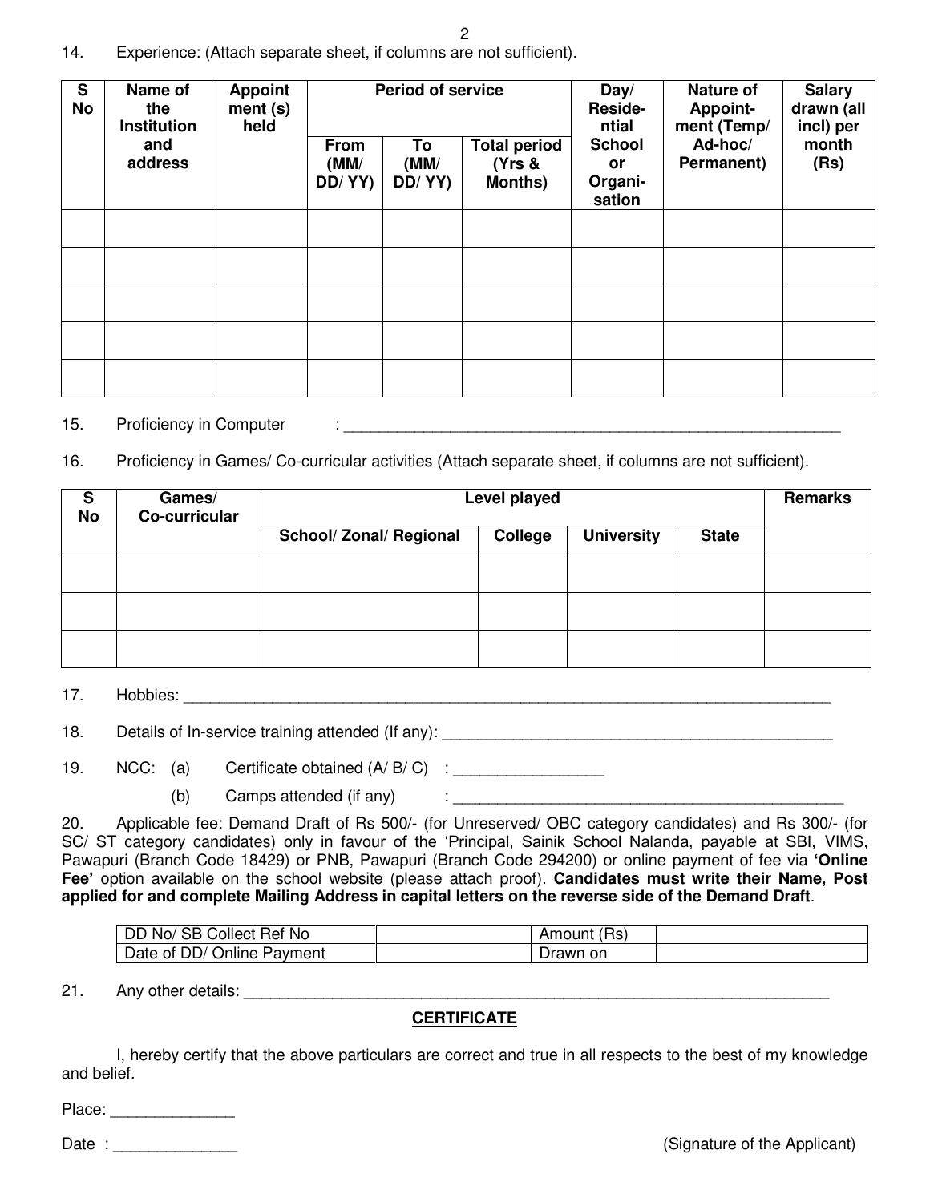14. Experience: (Attach separate sheet, if columns are not sufficient).

| S No | Name of the Institution and address | Appoint ment (s) held | Period of service | | | Day/ Reside-ntial School or Organi-sation | Nature of Appoint-ment (Temp/ Ad-hoc/ Permanent) | Salary drawn (all incl) per month (Rs) |
|---|---|---|---|---|---|---|---|---|
| | | | From (MM/ DD/ YY) | To (MM/ DD/ YY) | Total period (Yrs & Months) | | | |
| | | | | | | | | |
| | | | | | | | | |
| | | | | | | | | |
| | | | | | | | | |
| | | | | | | | | |

15. Proficiency in Computer : ___________________________________________________________

16. Proficiency in Games/ Co-curricular activities (Attach separate sheet, if columns are not sufficient).

| S No | Games/ Co-curricular | Level played | | | | Remarks |
|---|---|---|---|---|---|---|
| | | School/ Zonal/ Regional | College | University | State | |
| | | | | | | |
| | | | | | | |
| | | | | | | |

17. Hobbies: ___________________________________________________________________________

18. Details of In-service training attended (If any): ______________________________________________

19. NCC: (a) Certificate obtained (A/ B/ C) : _________________

(b) Camps attended (if any) : ______________________________________________

20. Applicable fee: Demand Draft of Rs 500/- (for Unreserved/ OBC category candidates) and Rs 300/- (for SC/ ST category candidates) only in favour of the 'Principal, Sainik School Nalanda, payable at SBI, VIMS, Pawapuri (Branch Code 18429) or PNB, Pawapuri (Branch Code 294200) or online payment of fee via **'Online Fee'** option available on the school website (please attach proof). **Candidates must write their Name, Post applied for and complete Mailing Address in capital letters on the reverse side of the Demand Draft**.

| | | | |
|---|---|---|---|
| DD No/ SB Collect Ref No | | Amount (Rs) | |
| Date of DD/ Online Payment | | Drawn on | |

21. Any other details: _______________________________________________________________________

**CERTIFICATE**

I, hereby certify that the above particulars are correct and true in all respects to the best of my knowledge and belief.

Place: ______________

Date : ______________

(Signature of the Applicant)